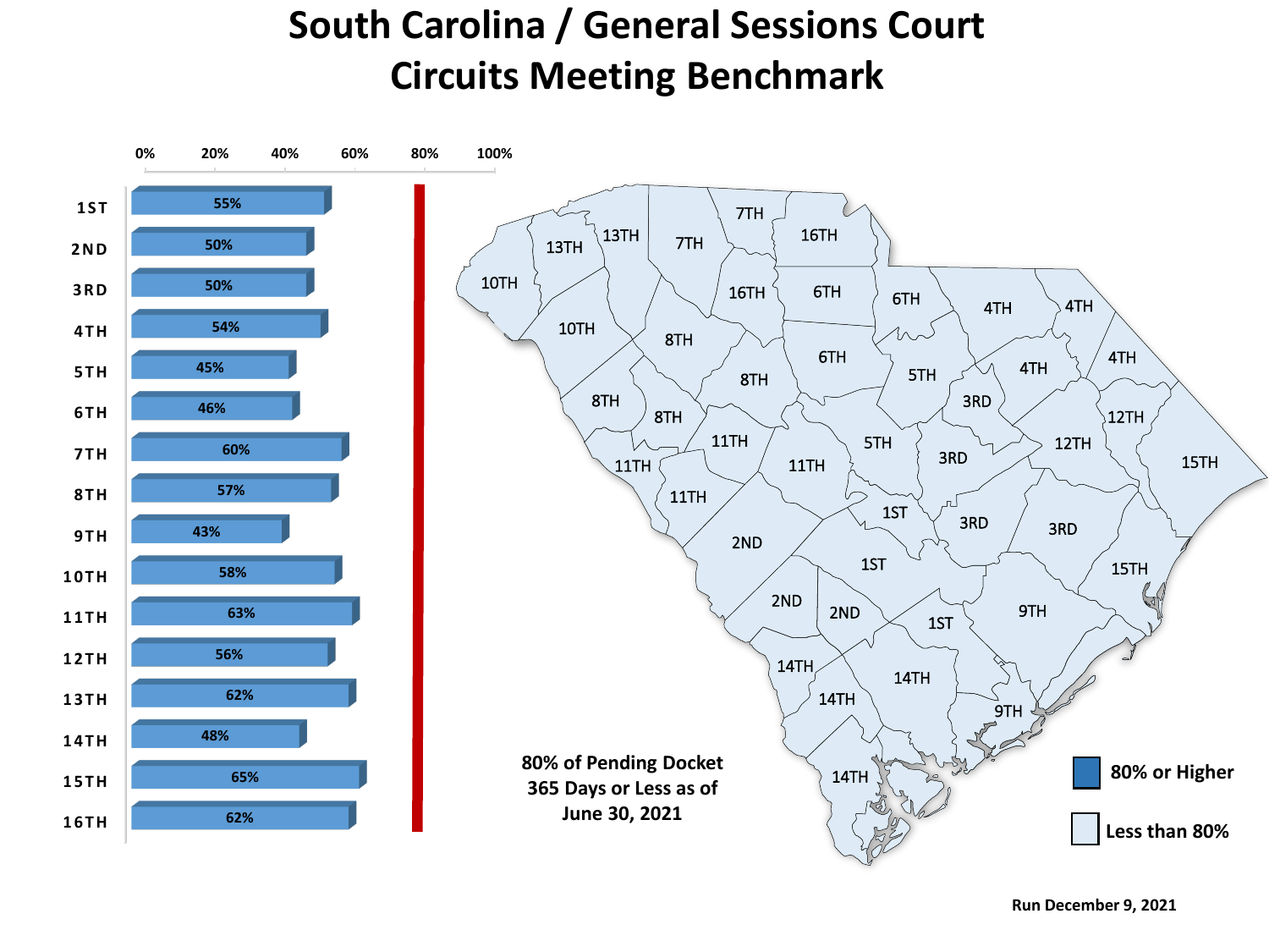# South Carolina / General Sessions Court
# Circuits Meeting Benchmark

| Circuit | Percentage |
| --- | --- |
| 1ST | 55% |
| 2ND | 50% |
| 3RD | 50% |
| 4TH | 54% |
| 5TH | 45% |
| 6TH | 46% |
| 7TH | 60% |
| 8TH | 57% |
| 9TH | 43% |
| 10TH | 58% |
| 11TH | 63% |
| 12TH | 56% |
| 13TH | 62% |
| 14TH | 48% |
| 15TH | 65% |
| 16TH | 62% |

**80% of Pending Docket 365 Days or Less as of June 30, 2021**

- 80% or Higher
- Less than 80%

Run December 9, 2021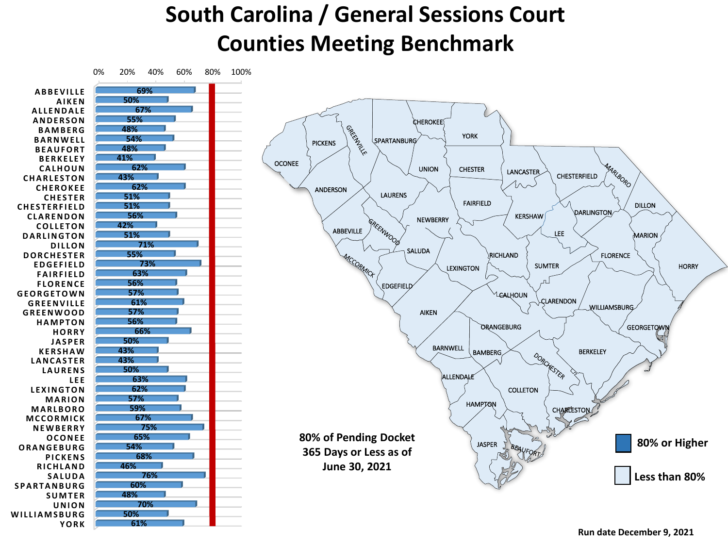# South Carolina / General Sessions Court
# Counties Meeting Benchmark

0% 20% 40% 60% 80% 100%

ABBEVILLE 69%
AIKEN 50%
ALLENDALE 67%
ANDERSON 55%
BAMBERG 48%
BARNWELL 54%
BEAUFORT 48%
BERKELEY 41%
CALHOUN 62%
CHARLESTON 43%
CHEROKEE 62%
CHESTER 51%
CHESTERFIELD 51%
CLARENDON 56%
COLLETON 42%
DARLINGTON 51%
DILLON 71%
DORCHESTER 55%
EDGEFIELD 73%
FAIRFIELD 63%
FLORENCE 56%
GEORGETOWN 57%
GREENVILLE 61%
GREENWOOD 57%
HAMPTON 56%
HORRY 66%
JASPER 50%
KERSHAW 43%
LANCASTER 43%
LAURENS 50%
LEE 63%
LEXINGTON 62%
MARION 57%
MARLBORO 59%
MCCORMICK 67%
NEWBERRY 75%
OCONEE 65%
ORANGEBURG 54%
PICKENS 68%
RICHLAND 46%
SALUDA 76%
SPARTANBURG 60%
SUMTER 48%
UNION 70%
WILLIAMSBURG 50%
YORK 61%

OCONEE, PICKENS, GREENVILLE, SPARTANBURG, CHEROKEE, YORK, UNION, CHESTER, LANCASTER, CHESTERFIELD, MARLBORO, ANDERSON, LAURENS, FAIRFIELD, KERSHAW, DARLINGTON, DILLON, NEWBERRY, ABBEVILLE, GREENWOOD, LEE, MARION, SALUDA, RICHLAND, FLORENCE, MCCORMICK, LEXINGTON, SUMTER, HORRY, EDGEFIELD, CALHOUN, CLARENDON, WILLIAMSBURG, AIKEN, ORANGEBURG, GEORGETOWN, BARNWELL, BAMBERG, DORCHESTER, BERKELEY, ALLENDALE, COLLETON, HAMPTON, CHARLESTON, JASPER, BEAUFORT

**80% of Pending Docket 365 Days or Less as of June 30, 2021**

80% or Higher

Less than 80%

Run date December 9, 2021